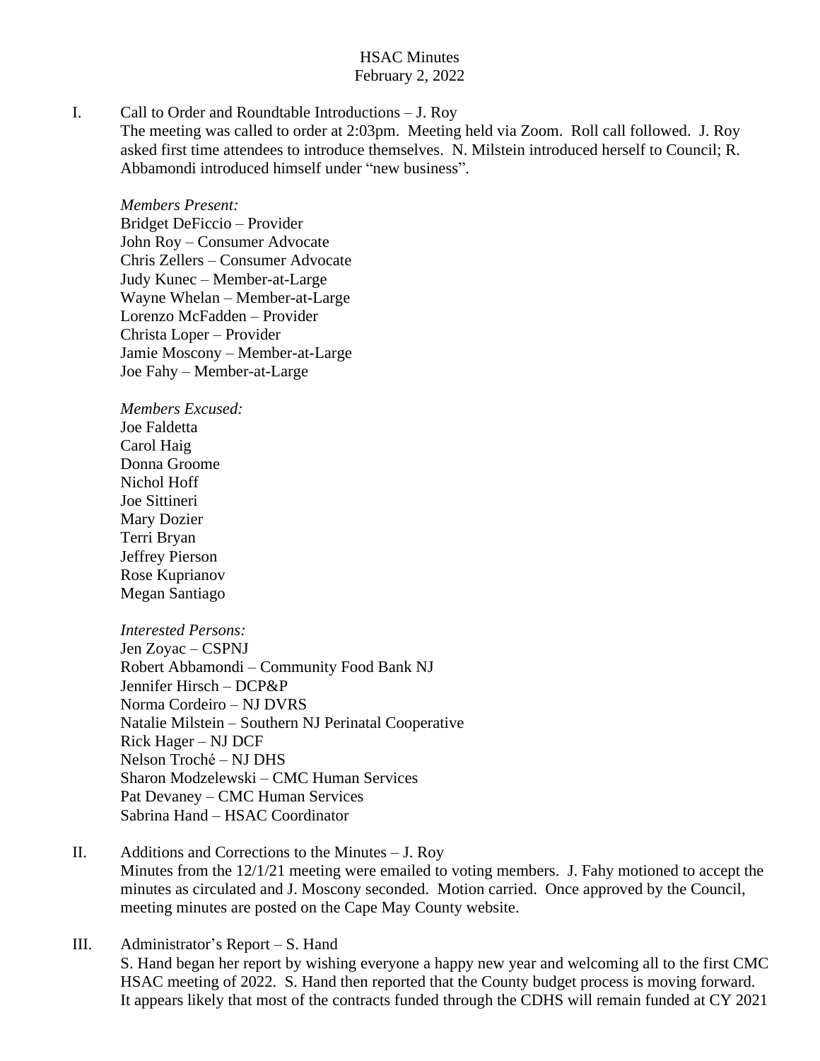# HSAC Minutes
February 2, 2022

I. Call to Order and Roundtable Introductions – J. Roy

The meeting was called to order at 2:03pm. Meeting held via Zoom. Roll call followed. J. Roy asked first time attendees to introduce themselves. N. Milstein introduced herself to Council; R. Abbamondi introduced himself under "new business".

*Members Present:*
Bridget DeFiccio – Provider
John Roy – Consumer Advocate
Chris Zellers – Consumer Advocate
Judy Kunec – Member-at-Large
Wayne Whelan – Member-at-Large
Lorenzo McFadden – Provider
Christa Loper – Provider
Jamie Moscony – Member-at-Large
Joe Fahy – Member-at-Large

*Members Excused:*
Joe Faldetta
Carol Haig
Donna Groome
Nichol Hoff
Joe Sittineri
Mary Dozier
Terri Bryan
Jeffrey Pierson
Rose Kuprianov
Megan Santiago

*Interested Persons:*
Jen Zoyac – CSPNJ
Robert Abbamondi – Community Food Bank NJ
Jennifer Hirsch – DCP&P
Norma Cordeiro – NJ DVRS
Natalie Milstein – Southern NJ Perinatal Cooperative
Rick Hager – NJ DCF
Nelson Troché – NJ DHS
Sharon Modzelewski – CMC Human Services
Pat Devaney – CMC Human Services
Sabrina Hand – HSAC Coordinator

II. Additions and Corrections to the Minutes – J. Roy

Minutes from the 12/1/21 meeting were emailed to voting members. J. Fahy motioned to accept the minutes as circulated and J. Moscony seconded. Motion carried. Once approved by the Council, meeting minutes are posted on the Cape May County website.

III. Administrator's Report – S. Hand

S. Hand began her report by wishing everyone a happy new year and welcoming all to the first CMC HSAC meeting of 2022. S. Hand then reported that the County budget process is moving forward. It appears likely that most of the contracts funded through the CDHS will remain funded at CY 2021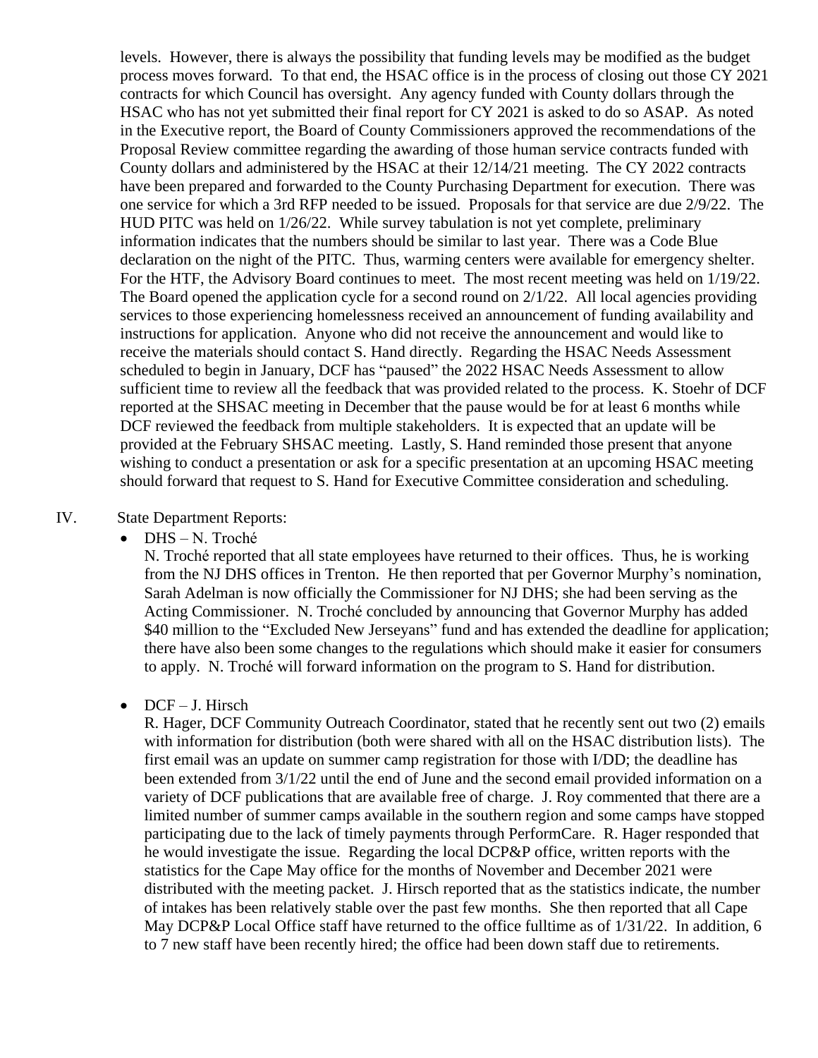levels. However, there is always the possibility that funding levels may be modified as the budget process moves forward. To that end, the HSAC office is in the process of closing out those CY 2021 contracts for which Council has oversight. Any agency funded with County dollars through the HSAC who has not yet submitted their final report for CY 2021 is asked to do so ASAP. As noted in the Executive report, the Board of County Commissioners approved the recommendations of the Proposal Review committee regarding the awarding of those human service contracts funded with County dollars and administered by the HSAC at their 12/14/21 meeting. The CY 2022 contracts have been prepared and forwarded to the County Purchasing Department for execution. There was one service for which a 3rd RFP needed to be issued. Proposals for that service are due 2/9/22. The HUD PITC was held on 1/26/22. While survey tabulation is not yet complete, preliminary information indicates that the numbers should be similar to last year. There was a Code Blue declaration on the night of the PITC. Thus, warming centers were available for emergency shelter. For the HTF, the Advisory Board continues to meet. The most recent meeting was held on 1/19/22. The Board opened the application cycle for a second round on 2/1/22. All local agencies providing services to those experiencing homelessness received an announcement of funding availability and instructions for application. Anyone who did not receive the announcement and would like to receive the materials should contact S. Hand directly. Regarding the HSAC Needs Assessment scheduled to begin in January, DCF has "paused" the 2022 HSAC Needs Assessment to allow sufficient time to review all the feedback that was provided related to the process. K. Stoehr of DCF reported at the SHSAC meeting in December that the pause would be for at least 6 months while DCF reviewed the feedback from multiple stakeholders. It is expected that an update will be provided at the February SHSAC meeting. Lastly, S. Hand reminded those present that anyone wishing to conduct a presentation or ask for a specific presentation at an upcoming HSAC meeting should forward that request to S. Hand for Executive Committee consideration and scheduling.

IV. State Department Reports:

- DHS – N. Troché

  N. Troché reported that all state employees have returned to their offices. Thus, he is working from the NJ DHS offices in Trenton. He then reported that per Governor Murphy's nomination, Sarah Adelman is now officially the Commissioner for NJ DHS; she had been serving as the Acting Commissioner. N. Troché concluded by announcing that Governor Murphy has added $40 million to the "Excluded New Jerseyans" fund and has extended the deadline for application; there have also been some changes to the regulations which should make it easier for consumers to apply. N. Troché will forward information on the program to S. Hand for distribution.

- DCF – J. Hirsch

  R. Hager, DCF Community Outreach Coordinator, stated that he recently sent out two (2) emails with information for distribution (both were shared with all on the HSAC distribution lists). The first email was an update on summer camp registration for those with I/DD; the deadline has been extended from 3/1/22 until the end of June and the second email provided information on a variety of DCF publications that are available free of charge. J. Roy commented that there are a limited number of summer camps available in the southern region and some camps have stopped participating due to the lack of timely payments through PerformCare. R. Hager responded that he would investigate the issue. Regarding the local DCP&P office, written reports with the statistics for the Cape May office for the months of November and December 2021 were distributed with the meeting packet. J. Hirsch reported that as the statistics indicate, the number of intakes has been relatively stable over the past few months. She then reported that all Cape May DCP&P Local Office staff have returned to the office fulltime as of 1/31/22. In addition, 6 to 7 new staff have been recently hired; the office had been down staff due to retirements.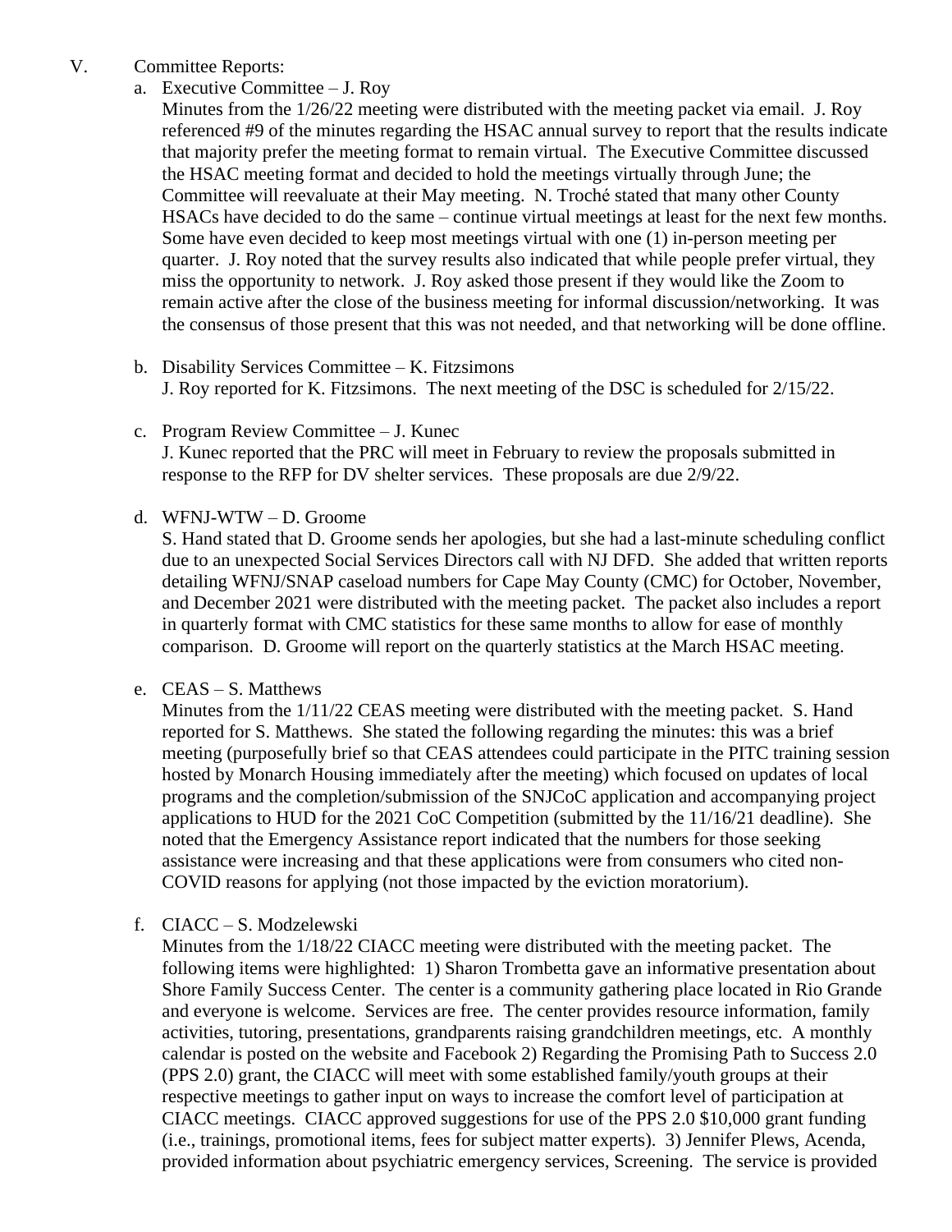V. Committee Reports:

a. Executive Committee – J. Roy

Minutes from the 1/26/22 meeting were distributed with the meeting packet via email. J. Roy referenced #9 of the minutes regarding the HSAC annual survey to report that the results indicate that majority prefer the meeting format to remain virtual. The Executive Committee discussed the HSAC meeting format and decided to hold the meetings virtually through June; the Committee will reevaluate at their May meeting. N. Troché stated that many other County HSACs have decided to do the same – continue virtual meetings at least for the next few months. Some have even decided to keep most meetings virtual with one (1) in-person meeting per quarter. J. Roy noted that the survey results also indicated that while people prefer virtual, they miss the opportunity to network. J. Roy asked those present if they would like the Zoom to remain active after the close of the business meeting for informal discussion/networking. It was the consensus of those present that this was not needed, and that networking will be done offline.

b. Disability Services Committee – K. Fitzsimons

J. Roy reported for K. Fitzsimons. The next meeting of the DSC is scheduled for 2/15/22.

c. Program Review Committee – J. Kunec

J. Kunec reported that the PRC will meet in February to review the proposals submitted in response to the RFP for DV shelter services. These proposals are due 2/9/22.

d. WFNJ-WTW – D. Groome

S. Hand stated that D. Groome sends her apologies, but she had a last-minute scheduling conflict due to an unexpected Social Services Directors call with NJ DFD. She added that written reports detailing WFNJ/SNAP caseload numbers for Cape May County (CMC) for October, November, and December 2021 were distributed with the meeting packet. The packet also includes a report in quarterly format with CMC statistics for these same months to allow for ease of monthly comparison. D. Groome will report on the quarterly statistics at the March HSAC meeting.

e. CEAS – S. Matthews

Minutes from the 1/11/22 CEAS meeting were distributed with the meeting packet. S. Hand reported for S. Matthews. She stated the following regarding the minutes: this was a brief meeting (purposefully brief so that CEAS attendees could participate in the PITC training session hosted by Monarch Housing immediately after the meeting) which focused on updates of local programs and the completion/submission of the SNJCoC application and accompanying project applications to HUD for the 2021 CoC Competition (submitted by the 11/16/21 deadline). She noted that the Emergency Assistance report indicated that the numbers for those seeking assistance were increasing and that these applications were from consumers who cited non-COVID reasons for applying (not those impacted by the eviction moratorium).

f. CIACC – S. Modzelewski

Minutes from the 1/18/22 CIACC meeting were distributed with the meeting packet. The following items were highlighted: 1) Sharon Trombetta gave an informative presentation about Shore Family Success Center. The center is a community gathering place located in Rio Grande and everyone is welcome. Services are free. The center provides resource information, family activities, tutoring, presentations, grandparents raising grandchildren meetings, etc. A monthly calendar is posted on the website and Facebook 2) Regarding the Promising Path to Success 2.0 (PPS 2.0) grant, the CIACC will meet with some established family/youth groups at their respective meetings to gather input on ways to increase the comfort level of participation at CIACC meetings. CIACC approved suggestions for use of the PPS 2.0 $10,000 grant funding (i.e., trainings, promotional items, fees for subject matter experts). 3) Jennifer Plews, Acenda, provided information about psychiatric emergency services, Screening. The service is provided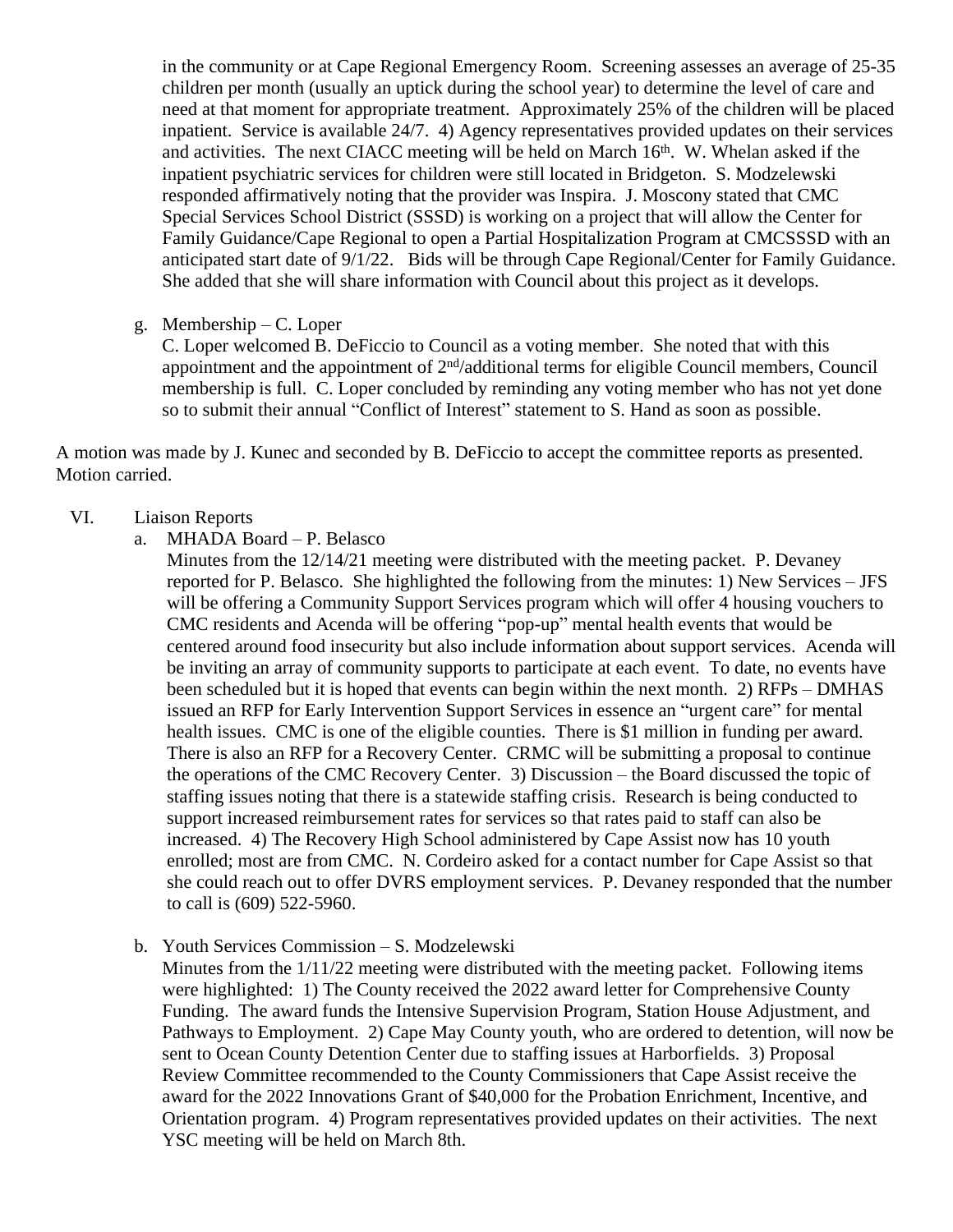in the community or at Cape Regional Emergency Room. Screening assesses an average of 25-35 children per month (usually an uptick during the school year) to determine the level of care and need at that moment for appropriate treatment. Approximately 25% of the children will be placed inpatient. Service is available 24/7. 4) Agency representatives provided updates on their services and activities. The next CIACC meeting will be held on March 16th. W. Whelan asked if the inpatient psychiatric services for children were still located in Bridgeton. S. Modzelewski responded affirmatively noting that the provider was Inspira. J. Moscony stated that CMC Special Services School District (SSSD) is working on a project that will allow the Center for Family Guidance/Cape Regional to open a Partial Hospitalization Program at CMCSSSD with an anticipated start date of 9/1/22. Bids will be through Cape Regional/Center for Family Guidance. She added that she will share information with Council about this project as it develops.

g. Membership – C. Loper
C. Loper welcomed B. DeFiccio to Council as a voting member. She noted that with this appointment and the appointment of 2nd/additional terms for eligible Council members, Council membership is full. C. Loper concluded by reminding any voting member who has not yet done so to submit their annual "Conflict of Interest" statement to S. Hand as soon as possible.

A motion was made by J. Kunec and seconded by B. DeFiccio to accept the committee reports as presented. Motion carried.

VI. Liaison Reports

a. MHADA Board – P. Belasco
Minutes from the 12/14/21 meeting were distributed with the meeting packet. P. Devaney reported for P. Belasco. She highlighted the following from the minutes: 1) New Services – JFS will be offering a Community Support Services program which will offer 4 housing vouchers to CMC residents and Acenda will be offering "pop-up" mental health events that would be centered around food insecurity but also include information about support services. Acenda will be inviting an array of community supports to participate at each event. To date, no events have been scheduled but it is hoped that events can begin within the next month. 2) RFPs – DMHAS issued an RFP for Early Intervention Support Services in essence an "urgent care" for mental health issues. CMC is one of the eligible counties. There is $1 million in funding per award. There is also an RFP for a Recovery Center. CRMC will be submitting a proposal to continue the operations of the CMC Recovery Center. 3) Discussion – the Board discussed the topic of staffing issues noting that there is a statewide staffing crisis. Research is being conducted to support increased reimbursement rates for services so that rates paid to staff can also be increased. 4) The Recovery High School administered by Cape Assist now has 10 youth enrolled; most are from CMC. N. Cordeiro asked for a contact number for Cape Assist so that she could reach out to offer DVRS employment services. P. Devaney responded that the number to call is (609) 522-5960.

b. Youth Services Commission – S. Modzelewski
Minutes from the 1/11/22 meeting were distributed with the meeting packet. Following items were highlighted: 1) The County received the 2022 award letter for Comprehensive County Funding. The award funds the Intensive Supervision Program, Station House Adjustment, and Pathways to Employment. 2) Cape May County youth, who are ordered to detention, will now be sent to Ocean County Detention Center due to staffing issues at Harborfields. 3) Proposal Review Committee recommended to the County Commissioners that Cape Assist receive the award for the 2022 Innovations Grant of $40,000 for the Probation Enrichment, Incentive, and Orientation program. 4) Program representatives provided updates on their activities. The next YSC meeting will be held on March 8th.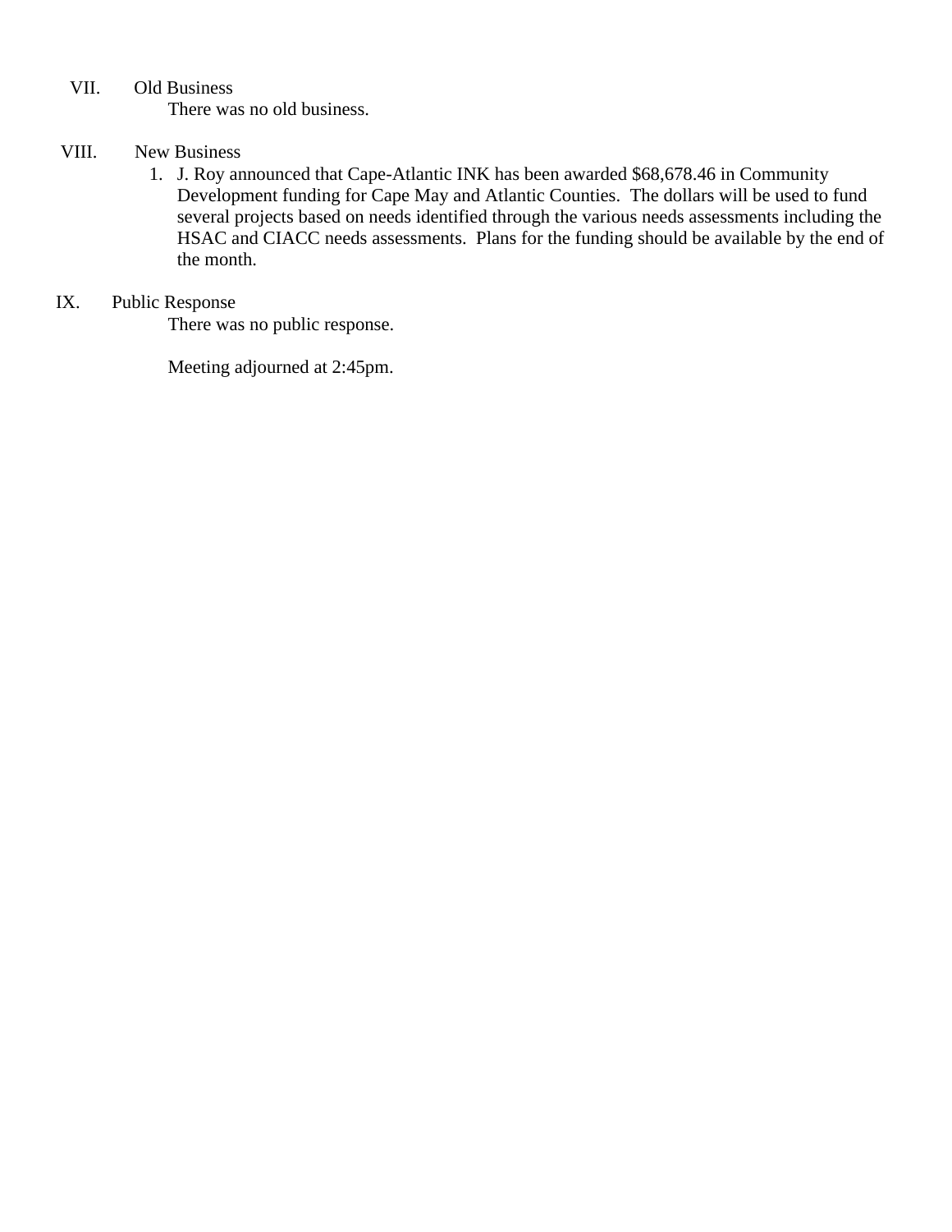VII. Old Business

There was no old business.

VIII. New Business

1. J. Roy announced that Cape-Atlantic INK has been awarded $68,678.46 in Community Development funding for Cape May and Atlantic Counties. The dollars will be used to fund several projects based on needs identified through the various needs assessments including the HSAC and CIACC needs assessments. Plans for the funding should be available by the end of the month.

IX. Public Response

There was no public response.

Meeting adjourned at 2:45pm.